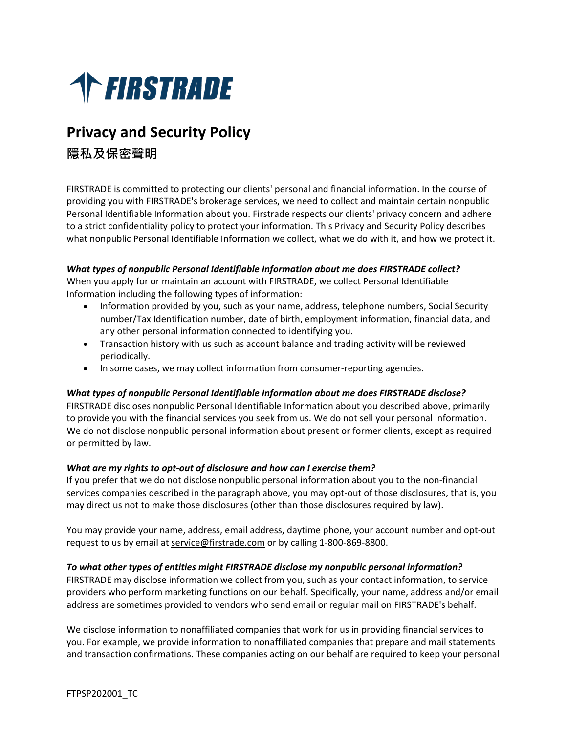FIRSTRADE

# Privacy and Security Policy

## 隱私及保密聲明

FIRSTRADE is committed to protecting our clients' personal and financial information. In the course of providing you with FIRSTRADE's brokerage services, we need to collect and maintain certain nonpublic Personal Identifiable Information about you. Firstrade respects our clients' privacy concern and adhere to a strict confidentiality policy to protect your information. This Privacy and Security Policy describes what nonpublic Personal Identifiable Information we collect, what we do with it, and how we protect it.

***What types of nonpublic Personal Identifiable Information about me does FIRSTRADE collect?***

When you apply for or maintain an account with FIRSTRADE, we collect Personal Identifiable Information including the following types of information:

- Information provided by you, such as your name, address, telephone numbers, Social Security number/Tax Identification number, date of birth, employment information, financial data, and any other personal information connected to identifying you.
- Transaction history with us such as account balance and trading activity will be reviewed periodically.
- In some cases, we may collect information from consumer-reporting agencies.

***What types of nonpublic Personal Identifiable Information about me does FIRSTRADE disclose?***

FIRSTRADE discloses nonpublic Personal Identifiable Information about you described above, primarily to provide you with the financial services you seek from us. We do not sell your personal information. We do not disclose nonpublic personal information about present or former clients, except as required or permitted by law.

***What are my rights to opt-out of disclosure and how can I exercise them?***

If you prefer that we do not disclose nonpublic personal information about you to the non-financial services companies described in the paragraph above, you may opt-out of those disclosures, that is, you may direct us not to make those disclosures (other than those disclosures required by law).

You may provide your name, address, email address, daytime phone, your account number and opt-out request to us by email at service@firstrade.com or by calling 1-800-869-8800.

***To what other types of entities might FIRSTRADE disclose my nonpublic personal information?***

FIRSTRADE may disclose information we collect from you, such as your contact information, to service providers who perform marketing functions on our behalf. Specifically, your name, address and/or email address are sometimes provided to vendors who send email or regular mail on FIRSTRADE's behalf.

We disclose information to nonaffiliated companies that work for us in providing financial services to you. For example, we provide information to nonaffiliated companies that prepare and mail statements and transaction confirmations. These companies acting on our behalf are required to keep your personal

FTPSP202001_TC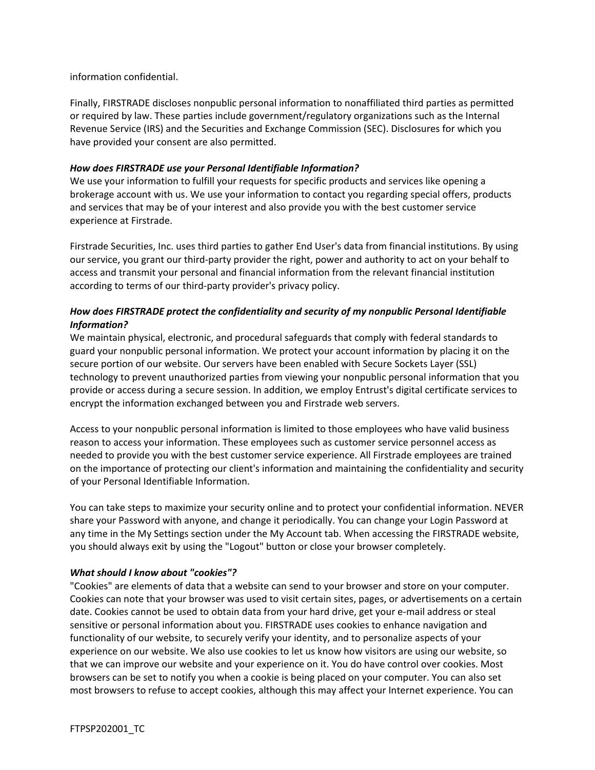information confidential.

Finally, FIRSTRADE discloses nonpublic personal information to nonaffiliated third parties as permitted or required by law. These parties include government/regulatory organizations such as the Internal Revenue Service (IRS) and the Securities and Exchange Commission (SEC). Disclosures for which you have provided your consent are also permitted.

***How does FIRSTRADE use your Personal Identifiable Information?***
We use your information to fulfill your requests for specific products and services like opening a brokerage account with us. We use your information to contact you regarding special offers, products and services that may be of your interest and also provide you with the best customer service experience at Firstrade.

Firstrade Securities, Inc. uses third parties to gather End User's data from financial institutions. By using our service, you grant our third-party provider the right, power and authority to act on your behalf to access and transmit your personal and financial information from the relevant financial institution according to terms of our third-party provider's privacy policy.

***How does FIRSTRADE protect the confidentiality and security of my nonpublic Personal Identifiable Information?***
We maintain physical, electronic, and procedural safeguards that comply with federal standards to guard your nonpublic personal information. We protect your account information by placing it on the secure portion of our website. Our servers have been enabled with Secure Sockets Layer (SSL) technology to prevent unauthorized parties from viewing your nonpublic personal information that you provide or access during a secure session. In addition, we employ Entrust's digital certificate services to encrypt the information exchanged between you and Firstrade web servers.

Access to your nonpublic personal information is limited to those employees who have valid business reason to access your information. These employees such as customer service personnel access as needed to provide you with the best customer service experience. All Firstrade employees are trained on the importance of protecting our client's information and maintaining the confidentiality and security of your Personal Identifiable Information.

You can take steps to maximize your security online and to protect your confidential information. NEVER share your Password with anyone, and change it periodically. You can change your Login Password at any time in the My Settings section under the My Account tab. When accessing the FIRSTRADE website, you should always exit by using the "Logout" button or close your browser completely.

***What should I know about "cookies"?***
"Cookies" are elements of data that a website can send to your browser and store on your computer. Cookies can note that your browser was used to visit certain sites, pages, or advertisements on a certain date. Cookies cannot be used to obtain data from your hard drive, get your e-mail address or steal sensitive or personal information about you. FIRSTRADE uses cookies to enhance navigation and functionality of our website, to securely verify your identity, and to personalize aspects of your experience on our website. We also use cookies to let us know how visitors are using our website, so that we can improve our website and your experience on it. You do have control over cookies. Most browsers can be set to notify you when a cookie is being placed on your computer. You can also set most browsers to refuse to accept cookies, although this may affect your Internet experience. You can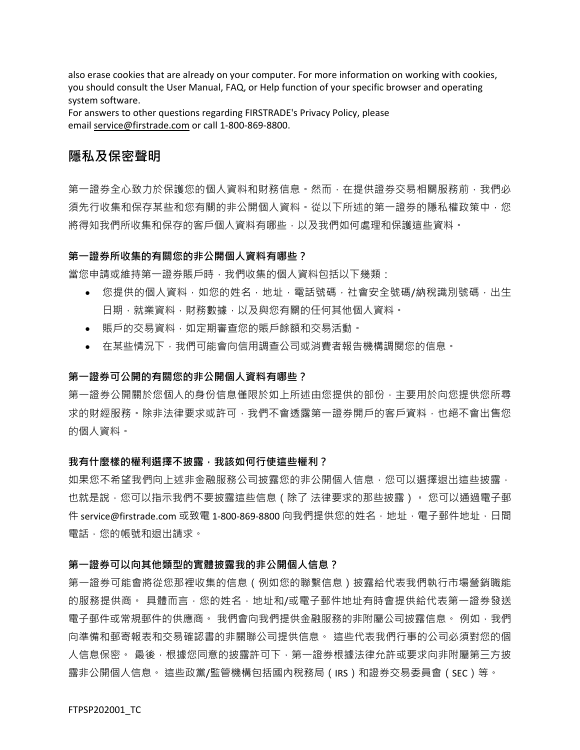also erase cookies that are already on your computer. For more information on working with cookies, you should consult the User Manual, FAQ, or Help function of your specific browser and operating system software.
For answers to other questions regarding FIRSTRADE's Privacy Policy, please email service@firstrade.com or call 1-800-869-8800.

## 隱私及保密聲明

第一證券全心致力於保護您的個人資料和財務信息。然而，在提供證券交易相關服務前，我們必須先行收集和保存某些和您有關的非公開個人資料。從以下所述的第一證券的隱私權政策中，您將得知我們所收集和保存的客戶個人資料有哪些，以及我們如何處理和保護這些資料。

**第一證券所收集的有關您的非公開個人資料有哪些？**

當您申請或維持第一證券賬戶時，我們收集的個人資料包括以下幾類：

- 您提供的個人資料，如您的姓名，地址，電話號碼，社會安全號碼/納稅識別號碼，出生日期，就業資料，財務數據，以及與您有關的任何其他個人資料。
- 賬戶的交易資料，如定期審查您的賬戶餘額和交易活動。
- 在某些情況下，我們可能會向信用調查公司或消費者報告機構調閱您的信息。

**第一證券可公開的有關您的非公開個人資料有哪些？**

第一證券公開關於您個人的身份信息僅限於如上所述由您提供的部份，主要用於向您提供您所尋求的財經服務。除非法律要求或許可，我們不會透露第一證券開戶的客戶資料，也絕不會出售您的個人資料。

**我有什麼樣的權利選擇不披露，我該如何行使這些權利？**

如果您不希望我們向上述非金融服務公司披露您的非公開個人信息，您可以選擇退出這些披露，也就是說，您可以指示我們不要披露這些信息（除了 法律要求的那些披露）。 您可以通過電子郵件 service@firstrade.com 或致電 1-800-869-8800 向我們提供您的姓名，地址，電子郵件地址，日間電話，您的帳號和退出請求。

**第一證券可以向其他類型的實體披露我的非公開個人信息？**

第一證券可能會將從您那裡收集的信息（例如您的聯繫信息）披露給代表我們執行市場營銷職能的服務提供商。 具體而言，您的姓名，地址和/或電子郵件地址有時會提供給代表第一證券發送電子郵件或常規郵件的供應商。 我們會向我們提供金融服務的非附屬公司披露信息。 例如，我們向準備和郵寄報表和交易確認書的非關聯公司提供信息。 這些代表我們行事的公司必須對您的個人信息保密。 最後，根據您同意的披露許可下，第一證券根據法律允許或要求向非附屬第三方披露非公開個人信息。 這些政黨/監管機構包括國內稅務局（IRS）和證券交易委員會（SEC）等。

FTPSP202001_TC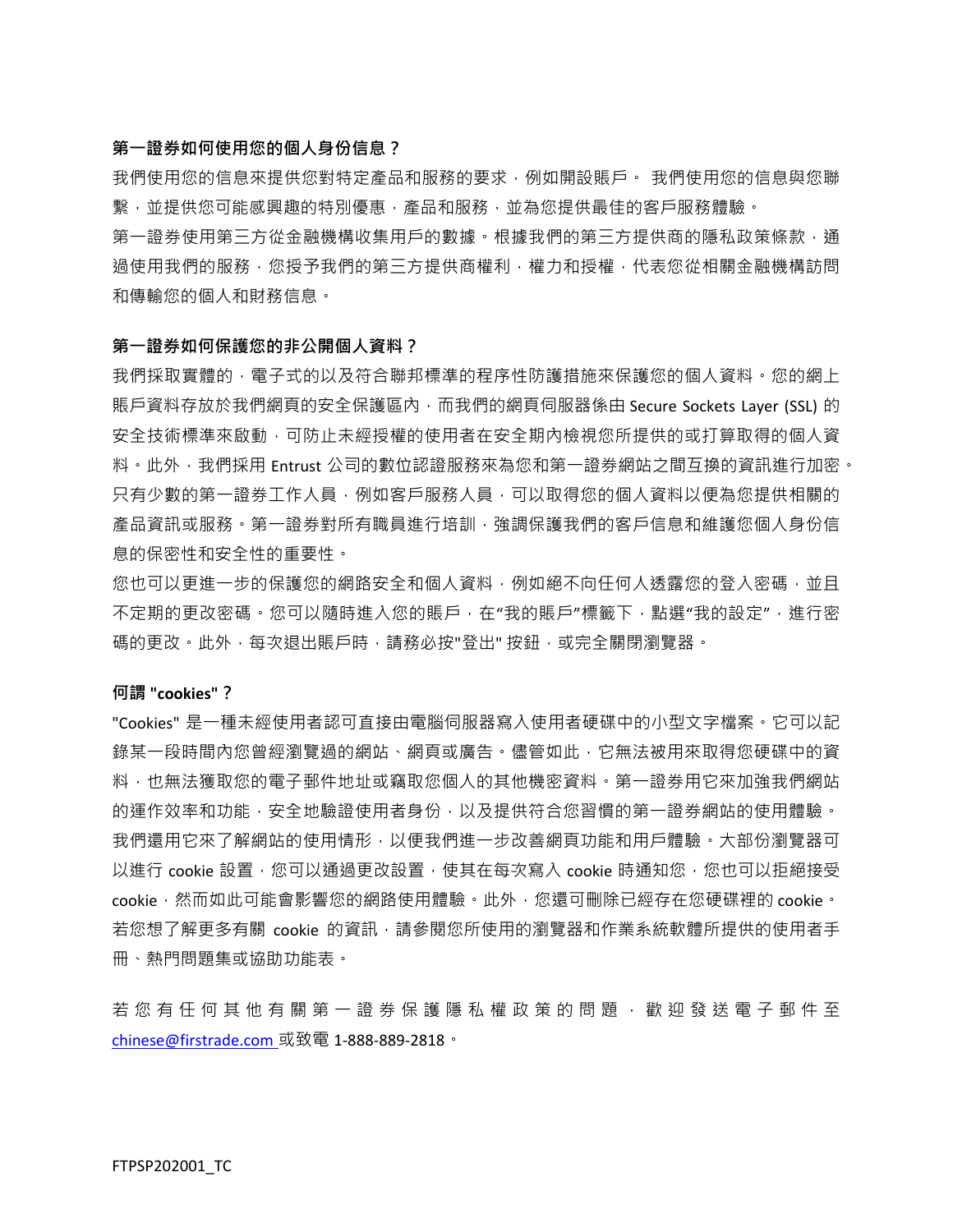**第一證券如何使用您的個人身份信息？**

我們使用您的信息來提供您對特定產品和服務的要求，例如開設賬戶。 我們使用您的信息與您聯繫，並提供您可能感興趣的特別優惠，產品和服務，並為您提供最佳的客戶服務體驗。
第一證券使用第三方從金融機構收集用戶的數據。根據我們的第三方提供商的隱私政策條款，通過使用我們的服務，您授予我們的第三方提供商權利，權力和授權，代表您從相關金融機構訪問和傳輸您的個人和財務信息。

**第一證券如何保護您的非公開個人資料？**

我們採取實體的，電子式的以及符合聯邦標準的程序性防護措施來保護您的個人資料。您的網上賬戶資料存放於我們網頁的安全保護區內，而我們的網頁伺服器係由 Secure Sockets Layer (SSL) 的安全技術標準來啟動，可防止未經授權的使用者在安全期內檢視您所提供的或打算取得的個人資料。此外，我們採用 Entrust 公司的數位認證服務來為您和第一證券網站之間互換的資訊進行加密。只有少數的第一證券工作人員，例如客戶服務人員，可以取得您的個人資料以便為您提供相關的產品資訊或服務。第一證券對所有職員進行培訓，強調保護我們的客戶信息和維護您個人身份信息的保密性和安全性的重要性。
您也可以更進一步的保護您的網路安全和個人資料，例如絕不向任何人透露您的登入密碼，並且不定期的更改密碼。您可以隨時進入您的賬戶，在“我的賬戶”標籤下，點選“我的設定”，進行密碼的更改。此外，每次退出賬戶時，請務必按"登出" 按鈕，或完全關閉瀏覽器。

**何謂 "cookies"？**

"Cookies" 是一種未經使用者認可直接由電腦伺服器寫入使用者硬碟中的小型文字檔案。它可以記錄某一段時間內您曾經瀏覽過的網站、網頁或廣告。儘管如此，它無法被用來取得您硬碟中的資料，也無法獲取您的電子郵件地址或竊取您個人的其他機密資料。第一證券用它來加強我們網站的運作效率和功能，安全地驗證使用者身份，以及提供符合您習慣的第一證券網站的使用體驗。我們還用它來了解網站的使用情形，以便我們進一步改善網頁功能和用戶體驗。大部份瀏覽器可以進行 cookie 設置，您可以通過更改設置，使其在每次寫入 cookie 時通知您，您也可以拒絕接受 cookie，然而如此可能會影響您的網路使用體驗。此外，您還可刪除已經存在您硬碟裡的 cookie。若您想了解更多有關 cookie 的資訊，請參閱您所使用的瀏覽器和作業系統軟體所提供的使用者手冊、熱門問題集或協助功能表。

若您有任何其他有關第一證券保護隱私權政策的問題，歡迎發送電子郵件至 chinese@firstrade.com 或致電 1-888-889-2818。

FTPSP202001_TC